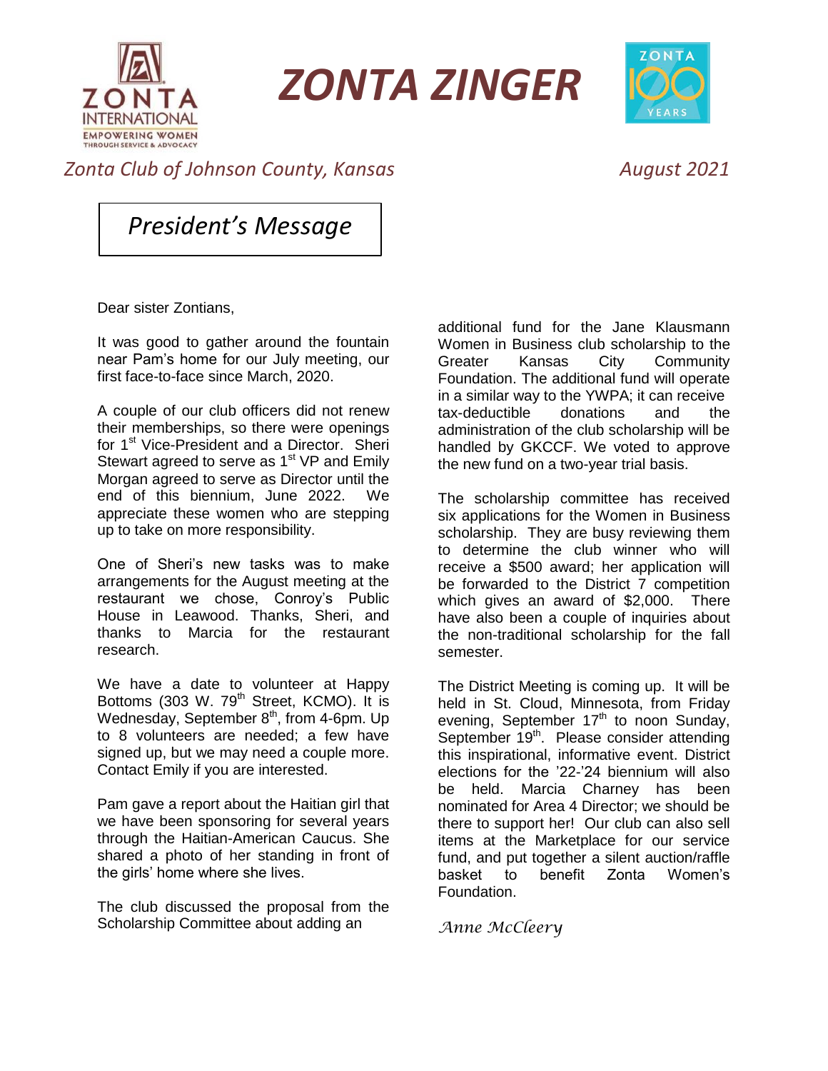# ZONTA ZINGER

*Zonta Club of Johnson County, Kansas* *August 2021*

## *President's Message*

Dear sister Zontians,

It was good to gather around the fountain near Pam's home for our July meeting, our first face-to-face since March, 2020.

A couple of our club officers did not renew their memberships, so there were openings for 1st Vice-President and a Director. Sheri Stewart agreed to serve as 1st VP and Emily Morgan agreed to serve as Director until the end of this biennium, June 2022. We appreciate these women who are stepping up to take on more responsibility.

One of Sheri's new tasks was to make arrangements for the August meeting at the restaurant we chose, Conroy's Public House in Leawood. Thanks, Sheri, and thanks to Marcia for the restaurant research.

We have a date to volunteer at Happy Bottoms (303 W. 79th Street, KCMO). It is Wednesday, September 8th, from 4-6pm. Up to 8 volunteers are needed; a few have signed up, but we may need a couple more. Contact Emily if you are interested.

Pam gave a report about the Haitian girl that we have been sponsoring for several years through the Haitian-American Caucus. She shared a photo of her standing in front of the girls' home where she lives.

The club discussed the proposal from the Scholarship Committee about adding an additional fund for the Jane Klausmann Women in Business club scholarship to the Greater Kansas City Community Foundation. The additional fund will operate in a similar way to the YWPA; it can receive tax-deductible donations and the administration of the club scholarship will be handled by GKCCF. We voted to approve the new fund on a two-year trial basis.

The scholarship committee has received six applications for the Women in Business scholarship. They are busy reviewing them to determine the club winner who will receive a $500 award; her application will be forwarded to the District 7 competition which gives an award of $2,000. There have also been a couple of inquiries about the non-traditional scholarship for the fall semester.

The District Meeting is coming up. It will be held in St. Cloud, Minnesota, from Friday evening, September 17th to noon Sunday, September 19th. Please consider attending this inspirational, informative event. District elections for the '22-'24 biennium will also be held. Marcia Charney has been nominated for Area 4 Director; we should be there to support her! Our club can also sell items at the Marketplace for our service fund, and put together a silent auction/raffle basket to benefit Zonta Women's Foundation.

*Anne McCleery*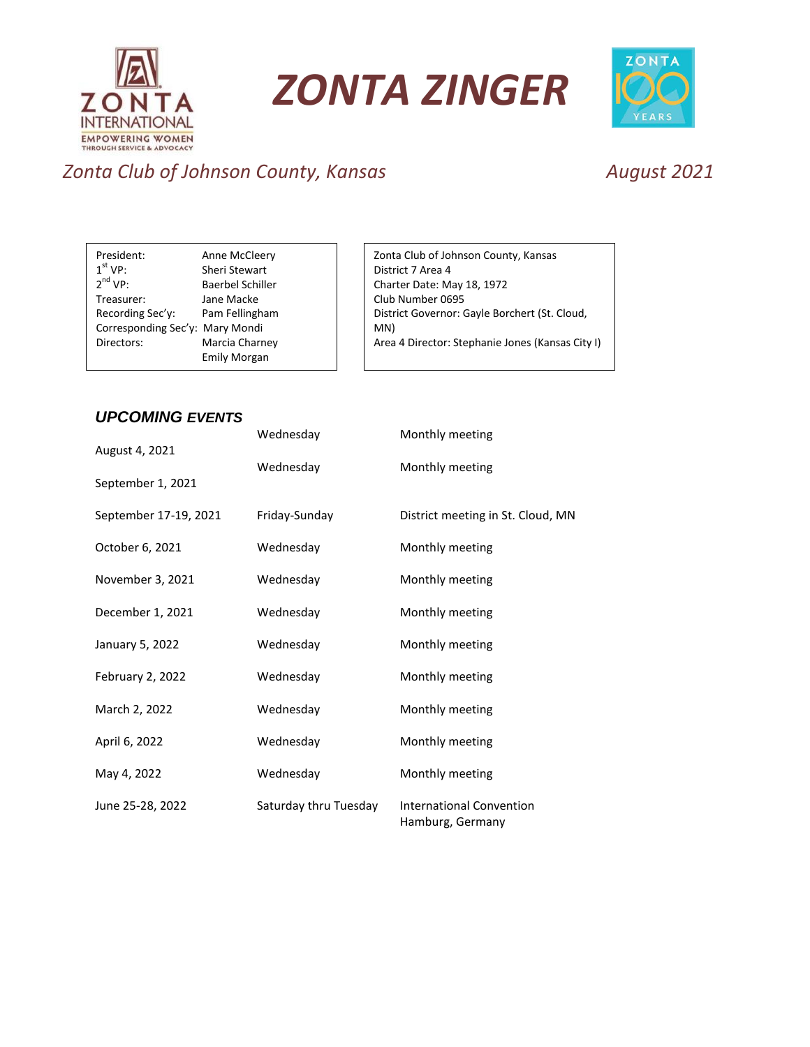# ZONTA ZINGER

*Zonta Club of Johnson County, Kansas* *August 2021*

| | |
|---|---|
| President: | Anne McCleery |
| 1st VP: | Sheri Stewart |
| 2nd VP: | Baerbel Schiller |
| Treasurer: | Jane Macke |
| Recording Sec'y: | Pam Fellingham |
| Corresponding Sec'y: | Mary Mondi |
| Directors: | Marcia Charney |
| | Emily Morgan |

Zonta Club of Johnson County, Kansas
District 7 Area 4
Charter Date: May 18, 1972
Club Number 0695
District Governor: Gayle Borchert (St. Cloud, MN)
Area 4 Director: Stephanie Jones (Kansas City I)

### *UPCOMING EVENTS*

| | | |
|---|---|---|
| August 4, 2021 | Wednesday | Monthly meeting |
| September 1, 2021 | Wednesday | Monthly meeting |
| September 17-19, 2021 | Friday-Sunday | District meeting in St. Cloud, MN |
| October 6, 2021 | Wednesday | Monthly meeting |
| November 3, 2021 | Wednesday | Monthly meeting |
| December 1, 2021 | Wednesday | Monthly meeting |
| January 5, 2022 | Wednesday | Monthly meeting |
| February 2, 2022 | Wednesday | Monthly meeting |
| March 2, 2022 | Wednesday | Monthly meeting |
| April 6, 2022 | Wednesday | Monthly meeting |
| May 4, 2022 | Wednesday | Monthly meeting |
| June 25-28, 2022 | Saturday thru Tuesday | International Convention Hamburg, Germany |